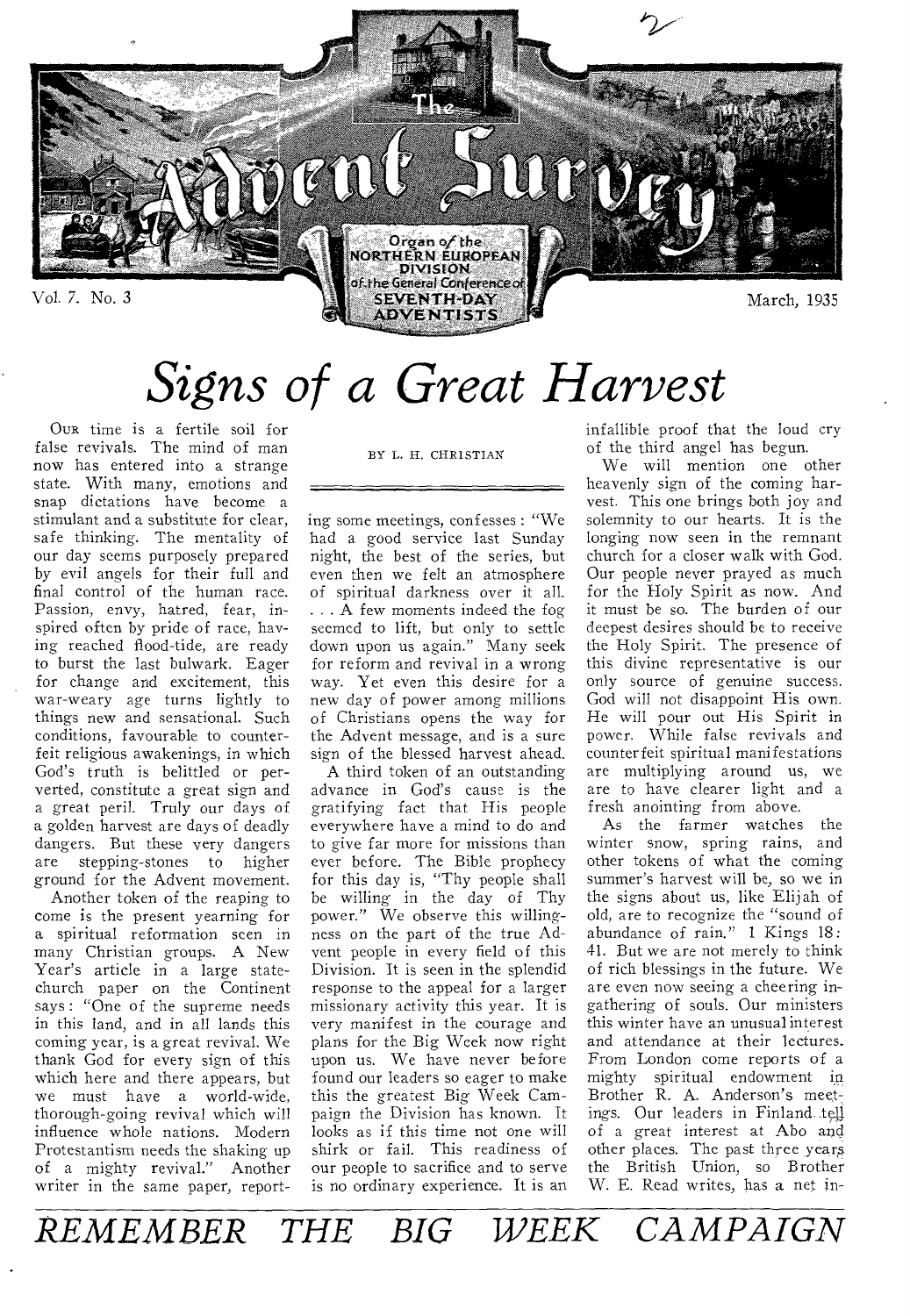# The Advent Survey

Organ of the NORTHERN EUROPEAN DIVISION of the General Conference of SEVENTH-DAY ADVENTISTS

Vol. 7. No. 3 — March, 1935

## *Signs of a Great Harvest*

BY L. H. CHRISTIAN

OUR time is a fertile soil for false revivals. The mind of man now has entered into a strange state. With many, emotions and snap dictations have become a stimulant and a substitute for clear, safe thinking. The mentality of our day seems purposely prepared by evil angels for their full and final control of the human race. Passion, envy, hatred, fear, inspired often by pride of race, having reached flood-tide, are ready to burst the last bulwark. Eager for change and excitement, this war-weary age turns lightly to things new and sensational. Such conditions, favourable to counterfeit religious awakenings, in which God's truth is belittled or perverted, constitute a great sign and a great peril. Truly our days of a golden harvest are days of deadly dangers. But these very dangers are stepping-stones to higher ground for the Advent movement.

Another token of the reaping to come is the present yearning for a spiritual reformation seen in many Christian groups. A New Year's article in a large state-church paper on the Continent says: "One of the supreme needs in this land, and in all lands this coming year, is a great revival. We thank God for every sign of this which here and there appears, but we must have a world-wide, thorough-going revival which will influence whole nations. Modern Protestantism needs the shaking up of a mighty revival." Another writer in the same paper, reporting some meetings, confesses: "We had a good service last Sunday night, the best of the series, but even then we felt an atmosphere of spiritual darkness over it all. . . . A few moments indeed the fog seemed to lift, but only to settle down upon us again." Many seek for reform and revival in a wrong way. Yet even this desire for a new day of power among millions of Christians opens the way for the Advent message, and is a sure sign of the blessed harvest ahead.

A third token of an outstanding advance in God's cause is the gratifying fact that His people everywhere have a mind to do and to give far more for missions than ever before. The Bible prophecy for this day is, "Thy people shall be willing in the day of Thy power." We observe this willingness on the part of the true Advent people in every field of this Division. It is seen in the splendid response to the appeal for a larger missionary activity this year. It is very manifest in the courage and plans for the Big Week now right upon us. We have never before found our leaders so eager to make this the greatest Big Week Campaign the Division has known. It looks as if this time not one will shirk or fail. This readiness of our people to sacrifice and to serve is no ordinary experience. It is an infallible proof that the loud cry of the third angel has begun.

We will mention one other heavenly sign of the coming harvest. This one brings both joy and solemnity to our hearts. It is the longing now seen in the remnant church for a closer walk with God. Our people never prayed as much for the Holy Spirit as now. And it must be so. The burden of our deepest desires should be to receive the Holy Spirit. The presence of this divine representative is our only source of genuine success. God will not disappoint His own. He will pour out His Spirit in power. While false revivals and counterfeit spiritual manifestations are multiplying around us, we are to have clearer light and a fresh anointing from above.

As the farmer watches the winter snow, spring rains, and other tokens of what the coming summer's harvest will be, so we in the signs about us, like Elijah of old, are to recognize the "sound of abundance of rain." 1 Kings 18: 41. But we are not merely to think of rich blessings in the future. We are even now seeing a cheering ingathering of souls. Our ministers this winter have an unusual interest and attendance at their lectures. From London come reports of a mighty spiritual endowment in Brother R. A. Anderson's meetings. Our leaders in Finland tell of a great interest at Abo and other places. The past three years the British Union, so Brother W. E. Read writes, has a net in-

*REMEMBER THE BIG WEEK CAMPAIGN*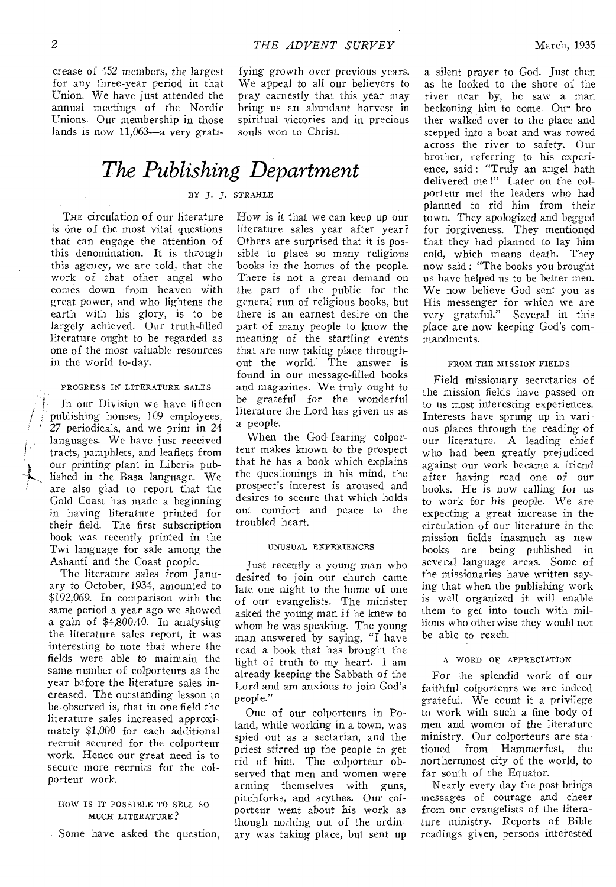crease of 452 members, the largest for any three-year period in that Union. We have just attended the annual meetings of the Nordic Unions. Our membership in those lands is now 11,063—a very gratifying growth over previous years. We appeal to all our believers to pray earnestly that this year may bring us an abundant harvest in spiritual victories and in precious souls won to Christ.

# *The Publishing Department*

BY J. J. STRAHLE

THE circulation of our literature is one of the most vital questions that can engage the attention of this denomination. It is through this agency, we are told, that the work of that other angel who comes down from heaven with great power, and who lightens the earth with his glory, is to be largely achieved. Our truth-filled literature ought to be regarded as one of the most valuable resources in the world to-day.

#### PROGRESS IN LITERATURE SALES

In our Division we have fifteen publishing houses, 109 employees, 27 periodicals, and we print in 24 languages. We have just received tracts, pamphlets, and leaflets from our printing plant in Liberia published in the Basa language. We are also glad to report that the Gold Coast has made a beginning in having literature printed for their field. The first subscription book was recently printed in the Twi language for sale among the Ashanti and the Coast people.

The literature sales from January to October, 1934, amounted to $192,069. In comparison with the same period a year ago we showed a gain of $4,800.40. In analysing the literature sales report, it was interesting to note that where the fields were able to maintain the same number of colporteurs as the year before the literature sales increased. The outstanding lesson to be observed is, that in one field the literature sales increased approximately $1,000 for each additional recruit secured for the colporteur work. Hence our great need is to secure more recruits for the colporteur work.

#### HOW IS IT POSSIBLE TO SELL SO MUCH LITERATURE?

Some have asked the question, How is it that we can keep up our literature sales year after year? Others are surprised that it is possible to place so many religious books in the homes of the people. There is not a great demand on the part of the public for the general run of religious books, but there is an earnest desire on the part of many people to know the meaning of the startling events that are now taking place throughout the world. The answer is found in our message-filled books and magazines. We truly ought to be grateful for the wonderful literature the Lord has given us as a people.

When the God-fearing colporteur makes known to the prospect that he has a book which explains the questionings in his mind, the prospect's interest is aroused and desires to secure that which holds out comfort and peace to the troubled heart.

#### UNUSUAL EXPERIENCES

Just recently a young man who desired to join our church came late one night to the home of one of our evangelists. The minister asked the young man if he knew to whom he was speaking. The young man answered by saying, "I have read a book that has brought the light of truth to my heart. I am already keeping the Sabbath of the Lord and am anxious to join God's people."

One of our colporteurs in Poland, while working in a town, was spied out as a sectarian, and the priest stirred up the people to get rid of him. The colporteur observed that men and women were arming themselves with guns, pitchforks, and scythes. Our colporteur went about his work as though nothing out of the ordinary was taking place, but sent up a silent prayer to God. Just then as he looked to the shore of the river near by, he saw a man beckoning him to come. Our brother walked over to the place and stepped into a boat and was rowed across the river to safety. Our brother, referring to his experience, said: "Truly an angel hath delivered me!" Later on the colporteur met the leaders who had planned to rid him from their town. They apologized and begged for forgiveness. They mentioned that they had planned to lay him cold, which means death. They now said: "The books you brought us have helped us to be better men. We now believe God sent you as His messenger for which we are very grateful." Several in this place are now keeping God's commandments.

#### FROM THE MISSION FIELDS

Field missionary secretaries of the mission fields have passed on to us most interesting experiences. Interests have sprung up in various places through the reading of our literature. A leading chief who had been greatly prejudiced against our work became a friend after having read one of our books. He is now calling for us to work for his people. We are expecting a great increase in the circulation of our literature in the mission fields inasmuch as new books are being published in several language areas. Some of the missionaries have written saying that when the publishing work is well organized it will enable them to get into touch with millions who otherwise they would not be able to reach.

#### A WORD OF APPRECIATION

For the splendid work of our faithful colporteurs we are indeed grateful. We count it a privilege to work with such a fine body of men and women of the literature ministry. Our colporteurs are stationed from Hammerfest, the northernmost city of the world, to far south of the Equator.

Nearly every day the post brings messages of courage and cheer from our evangelists of the literature ministry. Reports of Bible readings given, persons interested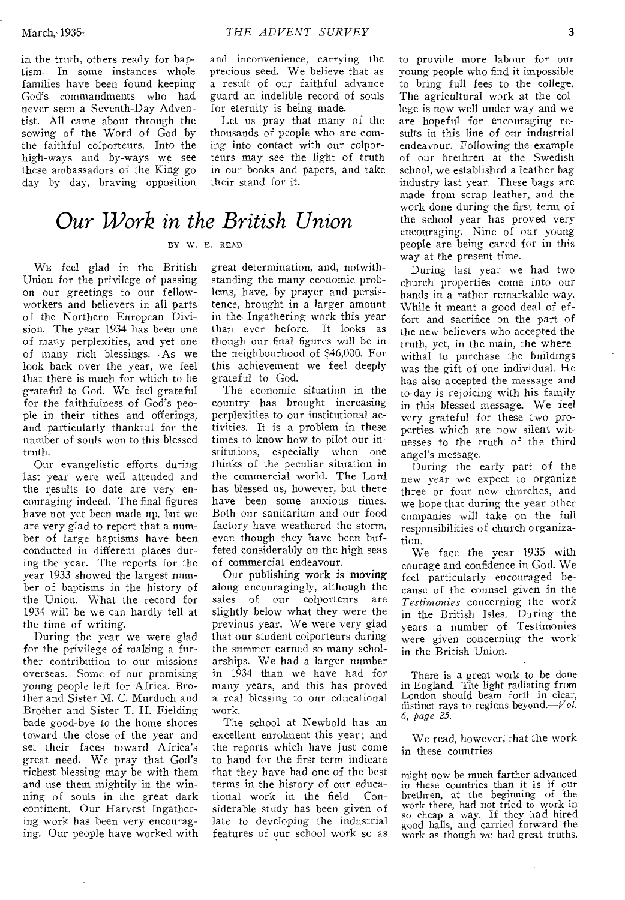in the truth, others ready for baptism. In some instances whole families have been found keeping God's commandments who had never seen a Seventh-Day Adventist. All came about through the sowing of the Word of God by the faithful colporteurs. Into the high-ways and by-ways we see these ambassadors of the King go day by day, braving opposition and inconvenience, carrying the precious seed. We believe that as a result of our faithful advance guard an indelible record of souls for eternity is being made.

Let us pray that many of the thousands of people who are coming into contact with our colporteurs may see the light of truth in our books and papers, and take their stand for it.

# *Our Work in the British Union*

BY W. E. READ

We feel glad in the British Union for the privilege of passing on our greetings to our fellow-workers and believers in all parts of the Northern European Division. The year 1934 has been one of many perplexities, and yet one of many rich blessings. As we look back over the year, we feel that there is much for which to be grateful to God. We feel grateful for the faithfulness of God's people in their tithes and offerings, and particularly thankful for the number of souls won to this blessed truth.

Our evangelistic efforts during last year were well attended and the results to date are very encouraging indeed. The final figures have not yet been made up, but we are very glad to report that a number of large baptisms have been conducted in different places during the year. The reports for the year 1933 showed the largest number of baptisms in the history of the Union. What the record for 1934 will be we can hardly tell at the time of writing.

During the year we were glad for the privilege of making a further contribution to our missions overseas. Some of our promising young people left for Africa. Brother and Sister M. C. Murdoch and Brother and Sister T. H. Fielding bade good-bye to the home shores toward the close of the year and set their faces toward Africa's great need. We pray that God's richest blessing may be with them and use them mightily in the winning of souls in the great dark continent. Our Harvest Ingathering work has been very encouraging. Our people have worked with great determination, and, notwithstanding the many economic problems, have, by prayer and persistence, brought in a larger amount in the Ingathering work this year than ever before. It looks as though our final figures will be in the neighbourhood of $46,000. For this achievement we feel deeply grateful to God.

The economic situation in the country has brought increasing perplexities to our institutional activities. It is a problem in these times to know how to pilot our institutions, especially when one thinks of the peculiar situation in the commercial world. The Lord has blessed us, however, but there have been some anxious times. Both our sanitarium and our food factory have weathered the storm, even though they have been buffeted considerably on the high seas of commercial endeavour.

Our publishing work is moving along encouragingly, although the sales of our colporteurs are slightly below what they were the previous year. We were very glad that our student colporteurs during the summer earned so many scholarships. We had a larger number in 1934 than we have had for many years, and this has proved a real blessing to our educational work.

The school at Newbold has an excellent enrolment this year; and the reports which have just come to hand for the first term indicate that they have had one of the best terms in the history of our educational work in the field. Considerable study has been given of late to developing the industrial features of our school work so as to provide more labour for our young people who find it impossible to bring full fees to the college. The agricultural work at the college is now well under way and we are hopeful for encouraging results in this line of our industrial endeavour. Following the example of our brethren at the Swedish school, we established a leather bag industry last year. These bags are made from scrap leather, and the work done during the first term of the school year has proved very encouraging. Nine of our young people are being cared for in this way at the present time.

During last year we had two church properties come into our hands in a rather remarkable way. While it meant a good deal of effort and sacrifice on the part of the new believers who accepted the truth, yet, in the main, the wherewithal to purchase the buildings was the gift of one individual. He has also accepted the message and to-day is rejoicing with his family in this blessed message. We feel very grateful for these two properties which are now silent witnesses to the truth of the third angel's message.

During the early part of the new year we expect to organize three or four new churches, and we hope that during the year other companies will take on the full responsibilities of church organization.

We face the year 1935 with courage and confidence in God. We feel particularly encouraged because of the counsel given in the *Testimonies* concerning the work in the British Isles. During the years a number of Testimonies were given concerning the work in the British Union.

> There is a great work to be done in England. The light radiating from London should beam forth in clear, distinct rays to regions beyond.—*Vol. 6, page 25.*

We read, however, that the work in these countries

> might now be much farther advanced in these countries than it is if our brethren, at the beginning of the work there, had not tried to work in so cheap a way. If they had hired good halls, and carried forward the work as though we had great truths,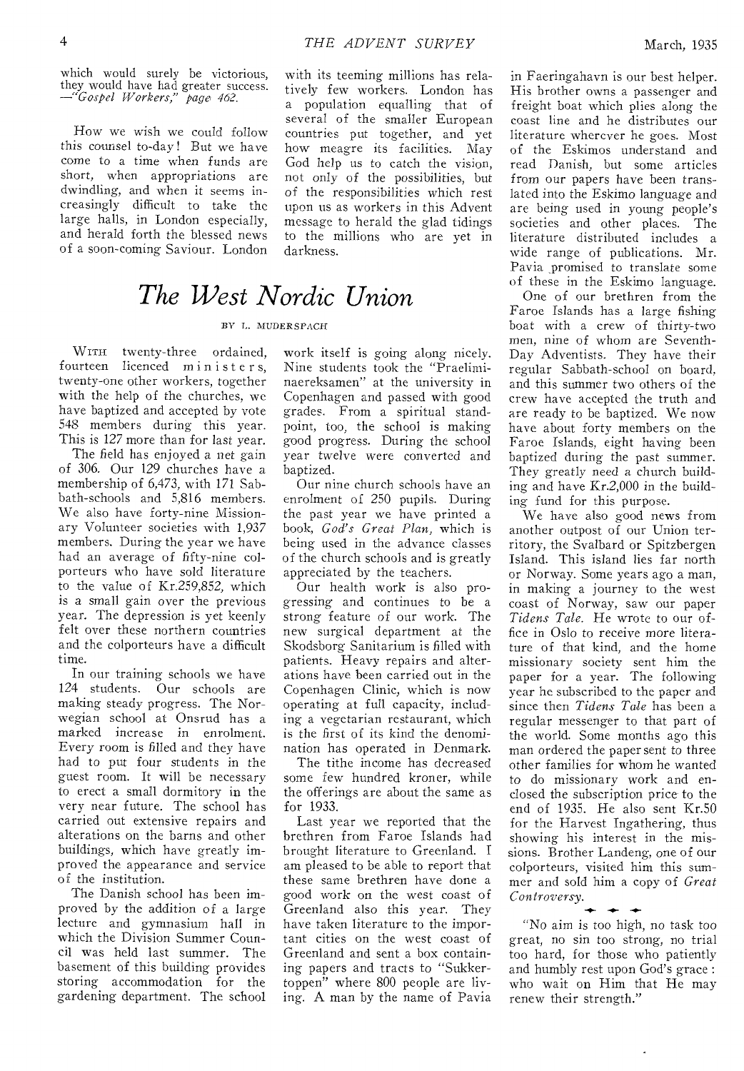which would surely be victorious, they would have had greater success. —*"Gospel Workers," page 462.*

How we wish we could follow this counsel to-day! But we have come to a time when funds are short, when appropriations are dwindling, and when it seems increasingly difficult to take the large halls, in London especially, and herald forth the blessed news of a soon-coming Saviour. London with its teeming millions has relatively few workers. London has a population equalling that of several of the smaller European countries put together, and yet how meagre its facilities. May God help us to catch the vision, not only of the possibilities, but of the responsibilities which rest upon us as workers in this Advent message to herald the glad tidings to the millions who are yet in darkness.

# *The West Nordic Union*

BY L. MUDERSPACH

WITH twenty-three ordained, fourteen licenced ministers, twenty-one other workers, together with the help of the churches, we have baptized and accepted by vote 548 members during this year. This is 127 more than for last year.

The field has enjoyed a net gain of 306. Our 129 churches have a membership of 6,473, with 171 Sabbath-schools and 5,816 members. We also have forty-nine Missionary Volunteer societies with 1,937 members. During the year we have had an average of fifty-nine colporteurs who have sold literature to the value of Kr.259,852, which is a small gain over the previous year. The depression is yet keenly felt over these northern countries and the colporteurs have a difficult time.

In our training schools we have 124 students. Our schools are making steady progress. The Norwegian school at Onsrud has a marked increase in enrolment. Every room is filled and they have had to put four students in the guest room. It will be necessary to erect a small dormitory in the very near future. The school has carried out extensive repairs and alterations on the barns and other buildings, which have greatly improved the appearance and service of the institution.

The Danish school has been improved by the addition of a large lecture and gymnasium hall in which the Division Summer Council was held last summer. The basement of this building provides storing accommodation for the gardening department. The school work itself is going along nicely. Nine students took the "Praeliminaereksamen" at the university in Copenhagen and passed with good grades. From a spiritual standpoint, too, the school is making good progress. During the school year twelve were converted and baptized.

Our nine church schools have an enrolment of 250 pupils. During the past year we have printed a book, *God's Great Plan,* which is being used in the advance classes of the church schools and is greatly appreciated by the teachers.

Our health work is also progressing and continues to be a strong feature of our work. The new surgical department at the Skodsborg Sanitarium is filled with patients. Heavy repairs and alterations have been carried out in the Copenhagen Clinic, which is now operating at full capacity, including a vegetarian restaurant, which is the first of its kind the denomination has operated in Denmark.

The tithe income has decreased some few hundred kroner, while the offerings are about the same as for 1933.

Last year we reported that the brethren from Faroe Islands had brought literature to Greenland. I am pleased to be able to report that these same brethren have done a good work on the west coast of Greenland also this year. They have taken literature to the important cities on the west coast of Greenland and sent a box containing papers and tracts to "Sukkertoppen" where 800 people are living. A man by the name of Pavia in Faeringahavn is our best helper. His brother owns a passenger and freight boat which plies along the coast line and he distributes our literature wherever he goes. Most of the Eskimos understand and read Danish, but some articles from our papers have been translated into the Eskimo language and are being used in young people's societies and other places. The literature distributed includes a wide range of publications. Mr. Pavia promised to translate some of these in the Eskimo language.

One of our brethren from the Faroe Islands has a large fishing boat with a crew of thirty-two men, nine of whom are Seventh-Day Adventists. They have their regular Sabbath-school on board, and this summer two others of the crew have accepted the truth and are ready to be baptized. We now have about forty members on the Faroe Islands, eight having been baptized during the past summer. They greatly need a church building and have Kr.2,000 in the building fund for this purpose.

We have also good news from another outpost of our Union territory, the Svalbard or Spitzbergen Island. This island lies far north or Norway. Some years ago a man, in making a journey to the west coast of Norway, saw our paper *Tidens Tale.* He wrote to our office in Oslo to receive more literature of that kind, and the home missionary society sent him the paper for a year. The following year he subscribed to the paper and since then *Tidens Tale* has been a regular messenger to that part of the world. Some months ago this man ordered the paper sent to three other families for whom he wanted to do missionary work and enclosed the subscription price to the end of 1935. He also sent Kr.50 for the Harvest Ingathering, thus showing his interest in the missions. Brother Landeng, one of our colporteurs, visited him this summer and sold him a copy of *Great Controversy.*

"No aim is too high, no task too great, no sin too strong, no trial too hard, for those who patiently and humbly rest upon God's grace: who wait on Him that He may renew their strength."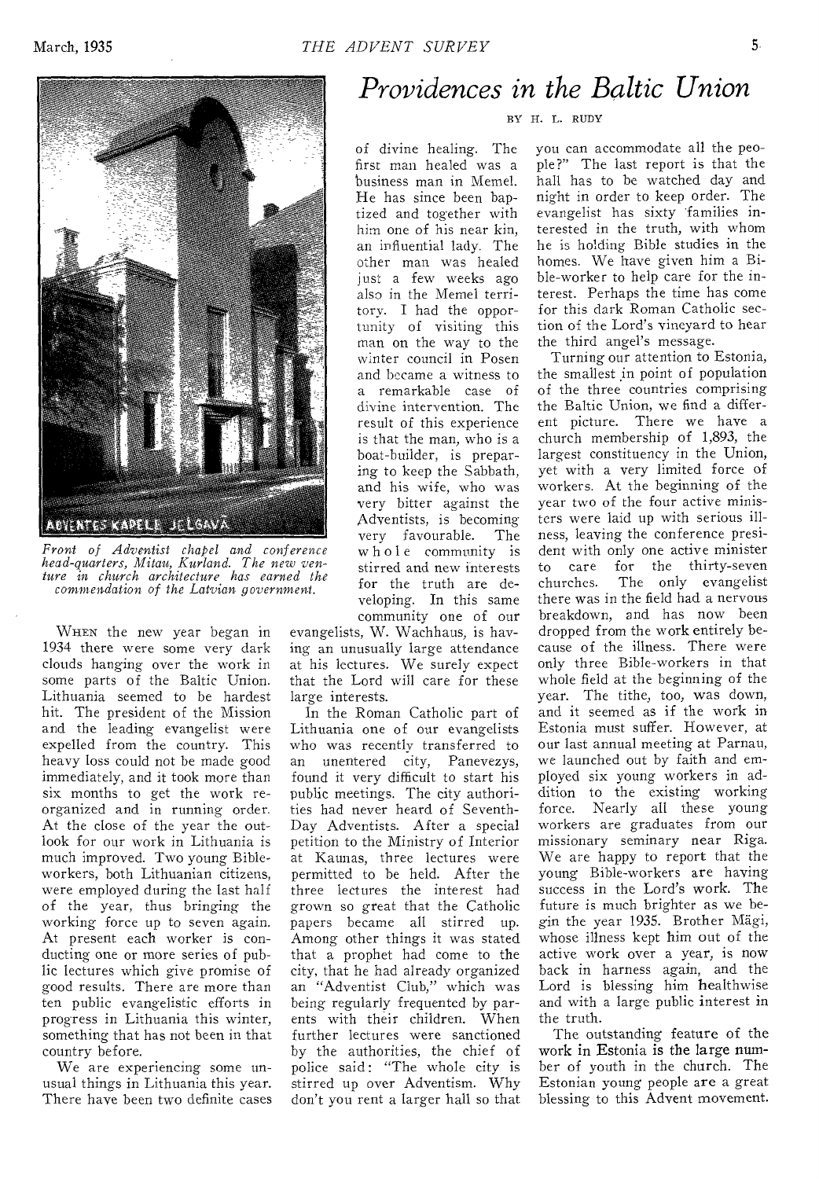# *Providences in the Baltic Union*

BY H. L. RUDY

*Front of Adventist chapel and conference head-quarters, Mitau, Kurland. The new venture in church architecture has earned the commendation of the Latvian government.*

WHEN the new year began in 1934 there were some very dark clouds hanging over the work in some parts of the Baltic Union. Lithuania seemed to be hardest hit. The president of the Mission and the leading evangelist were expelled from the country. This heavy loss could not be made good immediately, and it took more than six months to get the work reorganized and in running order. At the close of the year the outlook for our work in Lithuania is much improved. Two young Bible-workers, both Lithuanian citizens, were employed during the last half of the year, thus bringing the working force up to seven again. At present each worker is conducting one or more series of public lectures which give promise of good results. There are more than ten public evangelistic efforts in progress in Lithuania this winter, something that has not been in that country before.

We are experiencing some unusual things in Lithuania this year. There have been two definite cases of divine healing. The first man healed was a business man in Memel. He has since been baptized and together with him one of his near kin, an influential lady. The other man was healed just a few weeks ago also in the Memel territory. I had the opportunity of visiting this man on the way to the winter council in Posen and became a witness to a remarkable case of divine intervention. The result of this experience is that the man, who is a boat-builder, is preparing to keep the Sabbath, and his wife, who was very bitter against the Adventists, is becoming very favourable. The whole community is stirred and new interests for the truth are developing. In this same community one of our evangelists, W. Wachhaus, is having an unusually large attendance at his lectures. We surely expect that the Lord will care for these large interests.

In the Roman Catholic part of Lithuania one of our evangelists who was recently transferred to an unentered city, Panevezys, found it very difficult to start his public meetings. The city authorities had never heard of Seventh-Day Adventists. After a special petition to the Ministry of Interior at Kaunas, three lectures were permitted to be held. After the three lectures the interest had grown so great that the Catholic papers became all stirred up. Among other things it was stated that a prophet had come to the city, that he had already organized an "Adventist Club," which was being regularly frequented by parents with their children. When further lectures were sanctioned by the authorities, the chief of police said: "The whole city is stirred up over Adventism. Why don't you rent a larger hall so that you can accommodate all the people?" The last report is that the hall has to be watched day and night in order to keep order. The evangelist has sixty families interested in the truth, with whom he is holding Bible studies in the homes. We have given him a Bible-worker to help care for the interest. Perhaps the time has come for this dark Roman Catholic section of the Lord's vineyard to hear the third angel's message.

Turning our attention to Estonia, the smallest in point of population of the three countries comprising the Baltic Union, we find a different picture. There we have a church membership of 1,893, the largest constituency in the Union, yet with a very limited force of workers. At the beginning of the year two of the four active ministers were laid up with serious illness, leaving the conference president with only one active minister to care for the thirty-seven churches. The only evangelist there was in the field had a nervous breakdown, and has now been dropped from the work entirely because of the illness. There were only three Bible-workers in that whole field at the beginning of the year. The tithe, too, was down, and it seemed as if the work in Estonia must suffer. However, at our last annual meeting at Parnau, we launched out by faith and employed six young workers in addition to the existing working force. Nearly all these young workers are graduates from our missionary seminary near Riga. We are happy to report that the young Bible-workers are having success in the Lord's work. The future is much brighter as we begin the year 1935. Brother Mägi, whose illness kept him out of the active work over a year, is now back in harness again, and the Lord is blessing him healthwise and with a large public interest in the truth.

The outstanding feature of the work in Estonia is the large number of youth in the church. The Estonian young people are a great blessing to this Advent movement.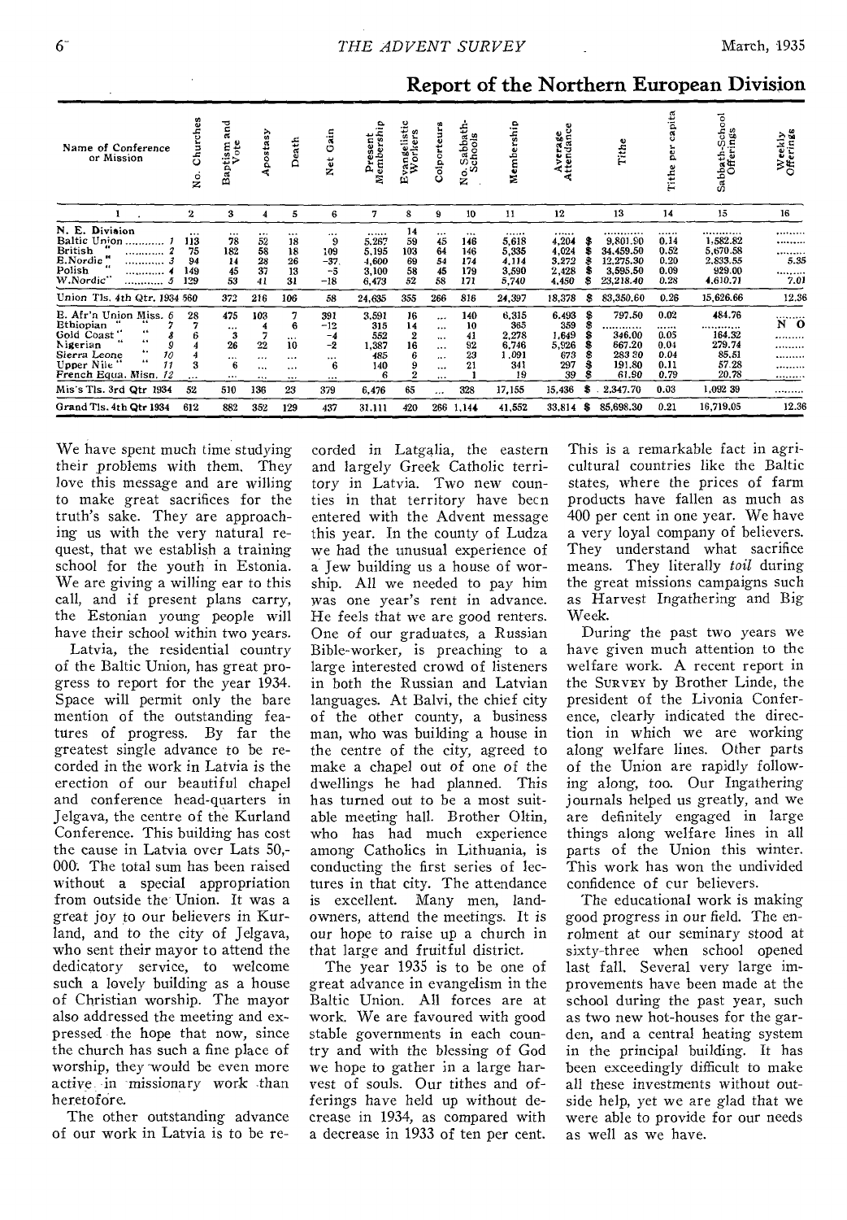## Report of the Northern European Division

| Name of Conference or Mission | No. Churches | Baptism and Vote | Apostasy | Death | Net Gain | Present Membership | Evangelistic Workers | Colporteurs | No. Sabbath-Schools | Membership | Average Attendance | Tithe | Tithe per capita | Sabbath-School Offerings | Weekly Offerings |
|---|---|---|---|---|---|---|---|---|---|---|---|---|---|---|---|
| 1 | 2 | 3 | 4 | 5 | 6 | 7 | 8 | 9 | 10 | 11 | 12 | 13 | 14 | 15 | 16 |
| N. E. Division | ... | ... | ... | ... | ... | ...... | 14 | ... | ... | ...... | ...... | ............ | ...... | ............ | ......... |
| Baltic Union ............ 1 | 113 | 78 | 52 | 18 | 9 | 5,267 | 59 | 45 | 146 | 5,618 | 4,204 | $ 9,801.90 | 0.14 | 1,582.82 | ......... |
| British " ............ 2 | 75 | 182 | 58 | 18 | 109 | 5,195 | 103 | 64 | 146 | 5,335 | 4,024 | $ 34,459.50 | 0.52 | 5,670.58 | ......... |
| E.Nordic " ............ 3 | 94 | 14 | 28 | 26 | -37 | 4,600 | 69 | 54 | 174 | 4,114 | 3,272 | $ 12,275.30 | 0.20 | 2,833.55 | 5.35 |
| Polish " ............ 4 | 149 | 45 | 37 | 13 | -5 | 3,100 | 58 | 45 | 179 | 3,590 | 2,428 | $ 3,595.50 | 0.09 | 929.00 | ......... |
| W.Nordic" ............ 5 | 129 | 53 | 41 | 31 | -18 | 6,473 | 52 | 58 | 171 | 5,740 | 4,450 | $ 23,218.40 | 0.28 | 4,610.71 | 7.01 |
| Union Tls. 4th Qtr. 1934 | 560 | 372 | 216 | 106 | 58 | 24,635 | 355 | 266 | 816 | 24,397 | 18,378 | $ 83,350.60 | 0.26 | 15,626.66 | 12.36 |
| E. Afr'n Union Miss. 6 | 28 | 475 | 103 | 7 | 391 | 3,591 | 16 | ... | 140 | 6,315 | 6,493 | $ 797.50 | 0.02 | 484.76 | ......... |
| Ethiopian " " 7 | 7 | ... | 4 | 6 | -12 | 315 | 14 | ... | 10 | 365 | 359 | $ ............ | ...... | ............ | N O |
| Gold Coast " " 8 | 6 | 3 | 7 | ... | -4 | 552 | 2 | ... | 41 | 2,278 | 1,649 | $ 346.00 | 0.05 | 164.32 | ......... |
| Nigerian " " 9 | 4 | 26 | 22 | 10 | -2 | 1,387 | 16 | ... | 92 | 6,746 | 5,926 | $ 667.20 | 0.04 | 279.74 | ......... |
| Sierra Leone " 10 | 4 | ... | ... | ... | ... | 485 | 6 | ... | 23 | 1,091 | 673 | $ 283.30 | 0.04 | 85.51 | ......... |
| Upper Nile " 11 | 3 | 6 | ... | ... | 6 | 140 | 9 | ... | 21 | 341 | 297 | $ 191.80 | 0.11 | 57.28 | ......... |
| French Equa. Misn. 12 | ... | ... | ... | ... | ... | 6 | 2 | ... | 1 | 19 | 39 | $ 61.90 | 0.79 | 20.78 | ......... |
| Mis's Tls. 3rd Qtr 1934 | 52 | 510 | 136 | 23 | 379 | 6,476 | 65 | ... | 328 | 17,155 | 15,436 | $ 2,347.70 | 0.03 | 1,092.39 | ......... |
| Grand Tls. 4th Qtr 1934 | 612 | 882 | 352 | 129 | 437 | 31,111 | 420 | 266 | 1,144 | 41,552 | 33,814 | $ 85,698.30 | 0.21 | 16,719.05 | 12.36 |

We have spent much time studying their problems with them. They love this message and are willing to make great sacrifices for the truth's sake. They are approaching us with the very natural request, that we establish a training school for the youth in Estonia. We are giving a willing ear to this call, and if present plans carry, the Estonian young people will have their school within two years.

Latvia, the residential country of the Baltic Union, has great progress to report for the year 1934. Space will permit only the bare mention of the outstanding features of progress. By far the greatest single advance to be recorded in the work in Latvia is the erection of our beautiful chapel and conference head-quarters in Jelgava, the centre of the Kurland Conference. This building has cost the cause in Latvia over Lats 50,000. The total sum has been raised without a special appropriation from outside the Union. It was a great joy to our believers in Kurland, and to the city of Jelgava, who sent their mayor to attend the dedicatory service, to welcome such a lovely building as a house of Christian worship. The mayor also addressed the meeting and expressed the hope that now, since the church has such a fine place of worship, they would be even more active in missionary work than heretofore.

The other outstanding advance of our work in Latvia is to be recorded in Latgalia, the eastern and largely Greek Catholic territory in Latvia. Two new counties in that territory have been entered with the Advent message this year. In the county of Ludza we had the unusual experience of a Jew building us a house of worship. All we needed to pay him was one year's rent in advance. He feels that we are good renters. One of our graduates, a Russian Bible-worker, is preaching to a large interested crowd of listeners in both the Russian and Latvian languages. At Balvi, the chief city of the other county, a business man, who was building a house in the centre of the city, agreed to make a chapel out of one of the dwellings he had planned. This has turned out to be a most suitable meeting hall. Brother Oltin, who has had much experience among Catholics in Lithuania, is conducting the first series of lectures in that city. The attendance is excellent. Many men, landowners, attend the meetings. It is our hope to raise up a church in that large and fruitful district.

The year 1935 is to be one of great advance in evangelism in the Baltic Union. All forces are at work. We are favoured with good stable governments in each country and with the blessing of God we hope to gather in a large harvest of souls. Our tithes and offerings have held up without decrease in 1934, as compared with a decrease in 1933 of ten per cent. This is a remarkable fact in agricultural countries like the Baltic states, where the prices of farm products have fallen as much as 400 per cent in one year. We have a very loyal company of believers. They understand what sacrifice means. They literally *toil* during the great missions campaigns such as Harvest Ingathering and Big Week.

During the past two years we have given much attention to the welfare work. A recent report in the SURVEY by Brother Linde, the president of the Livonia Conference, clearly indicated the direction in which we are working along welfare lines. Other parts of the Union are rapidly following along, too. Our Ingathering journals helped us greatly, and we are definitely engaged in large things along welfare lines in all parts of the Union this winter. This work has won the undivided confidence of our believers.

The educational work is making good progress in our field. The enrolment at our seminary stood at sixty-three when school opened last fall. Several very large improvements have been made at the school during the past year, such as two new hot-houses for the garden, and a central heating system in the principal building. It has been exceedingly difficult to make all these investments without outside help, yet we are glad that we were able to provide for our needs as well as we have.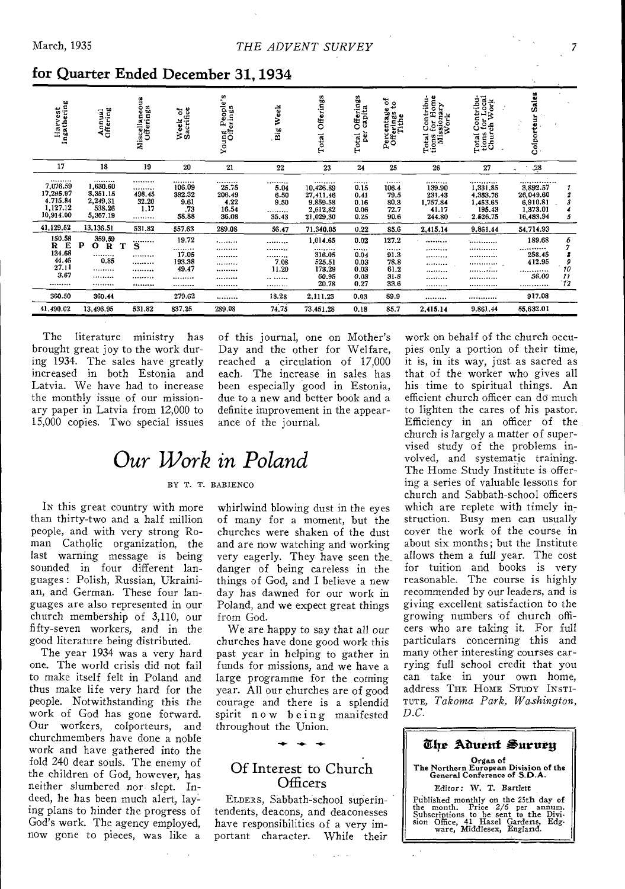## for Quarter Ended December 31, 1934

| Harvest Ingathering | Annual Offering | Miscellaneous Offerings | Week of Sacrifice | Young People's Offerings | Big Week | Total Offerings | Total Offerings per capita | Percentage of Offerings to Tithe | Total Contributions for Home Missionary Work | Total Contributions for Local Church Work | Colporteur Sales | |
|---|---|---|---|---|---|---|---|---|---|---|---|---|
| 17 | 18 | 19 | 20 | 21 | 22 | 23 | 24 | 25 | 26 | 27 | 28 | |
| ......... | ......... | ......... | ......... | ......... | ......... | ......... | ...... | ...... | ......... | ......... | ......... | |
| 7,076.59 | 1,630.60 | ......... | 106.09 | 25.75 | 5.04 | 10,426.89 | 0.15 | 106.4 | 139.90 | 1,331.85 | 3,892.57 | 1 |
| 17,295.97 | 3,351.15 | 498.45 | 382.32 | 206.49 | 6.50 | 27,411.46 | 0.41 | 79.5 | 231.43 | 4,353.76 | 26,049.60 | 2 |
| 4,715.84 | 2,249.31 | 32.20 | 9.61 | 4.22 | 9.50 | 9,859.58 | 0.16 | 80.3 | 1,757.84 | 1,453.65 | 6,910.81 | 3 |
| 1,127.12 | 538.26 | 1.17 | .73 | 16.54 | ......... | 2,612.82 | 0.06 | 72.7 | 41.17 | 195.43 | 1,373.01 | 4 |
| 10,914.00 | 5,367.19 | ......... | 58.88 | 36.08 | 35.43 | 21,029.30 | 0.25 | 90.6 | 244.80 | 2,526.75 | 16,488.94 | 5 |
| 41,129.52 | 13,136.51 | 531.82 | 557.63 | 289.08 | 56.47 | 71,340.05 | 0.22 | 85.6 | 2,415.14 | 9,861.44 | 54,714.93 | |
| 150.58 | 359.59 | ......... | 19.72 | ......... | ......... | 1,014.65 | 0.02 | 127.2 | ......... | ......... | 189.68 | 6 |
| R E | P O R T | S | ......... | ......... | ......... | ......... | ...... | ...... | ......... | ......... | ......... | 7 |
| 134.68 | ......... | ......... | 17.05 | ......... | ......... | 316.05 | 0.04 | 91.3 | ......... | ......... | 258.45 | 8 |
| 44.46 | 0.85 | ......... | 193.38 | ......... | 7.08 | 525.51 | 0.03 | 78.8 | ......... | ......... | 412.95 | 9 |
| 27.11 | ......... | ......... | 49.47 | ......... | 11.20 | 173.29 | 0.03 | 61.2 | ......... | ......... | ......... | 10 |
| 3.67 | ......... | ......... | ......... | ......... | ......... | 60.95 | 0.03 | 31.8 | ......... | ......... | 56.00 | 11 |
| ......... | ......... | ......... | ......... | ......... | ......... | 20.78 | 0.27 | 33.6 | ......... | ......... | ......... | 12 |
| 360.50 | 360.44 | | 279.62 | ......... | 18.28 | 2,111.23 | 0.03 | 89.9 | ......... | ......... | 917.08 | |
| 41,490.02 | 13,496.95 | 531.82 | 837.25 | 289.08 | 74.75 | 73,451.28 | 0.18 | 85.7 | 2,415.14 | 9,861.44 | 55,632.01 | |

The literature ministry has brought great joy to the work during 1934. The sales have greatly increased in both Estonia and Latvia. We have had to increase the monthly issue of our missionary paper in Latvia from 12,000 to 15,000 copies. Two special issues of this journal, one on Mother's Day and the other for Welfare, reached a circulation of 17,000 each. The increase in sales has been especially good in Estonia, due to a new and better book and a definite improvement in the appearance of the journal.

# *Our Work in Poland*

BY T. T. BABIENCO

IN this great country with more than thirty-two and a half million people, and with very strong Roman Catholic organization, the last warning message is being sounded in four different languages: Polish, Russian, Ukrainian, and German. These four languages are also represented in our church membership of 3,110, our fifty-seven workers, and in the good literature being distributed.

The year 1934 was a very hard one. The world crisis did not fail to make itself felt in Poland and thus make life very hard for the people. Notwithstanding this the work of God has gone forward. Our workers, colporteurs, and churchmembers have done a noble work and have gathered into the fold 240 dear souls. The enemy of the children of God, however, has neither slumbered nor slept. Indeed, he has been much alert, laying plans to hinder the progress of God's work. The agency employed, now gone to pieces, was like a whirlwind blowing dust in the eyes of many for a moment, but the churches were shaken of the dust and are now watching and working very eagerly. They have seen the danger of being careless in the things of God, and I believe a new day has dawned for our work in Poland, and we expect great things from God.

We are happy to say that all our churches have done good work this past year in helping to gather in funds for missions, and we have a large programme for the coming year. All our churches are of good courage and there is a splendid spirit now being manifested throughout the Union.

## Of Interest to Church Officers

ELDERS, Sabbath-school superintendents, deacons, and deaconesses have responsibilities of a very important character. While their work on behalf of the church occupies only a portion of their time, it is, in its way, just as sacred as that of the worker who gives all his time to spiritual things. An efficient church officer can do much to lighten the cares of his pastor. Efficiency in an officer of the church is largely a matter of supervised study of the problems involved, and systematic training. The Home Study Institute is offering a series of valuable lessons for church and Sabbath-school officers which are replete with timely instruction. Busy men can usually cover the work of the course in about six months; but the Institute allows them a full year. The cost for tuition and books is very reasonable. The course is highly recommended by our leaders, and is giving excellent satisfaction to the growing numbers of church officers who are taking it. For full particulars concerning this and many other interesting courses carrying full school credit that you can take in your own home, address THE HOME STUDY INSTITUTE, *Takoma Park, Washington, D.C.*

---

**The Advent Survey**

Organ of
The Northern European Division of the General Conference of S.D.A.

Editor: W. T. Bartlett

Published monthly on the 25th day of the month. Price 2/6 per annum. Subscriptions to be sent to the Division Office, 41 Hazel Gardens, Edgware, Middlesex, England.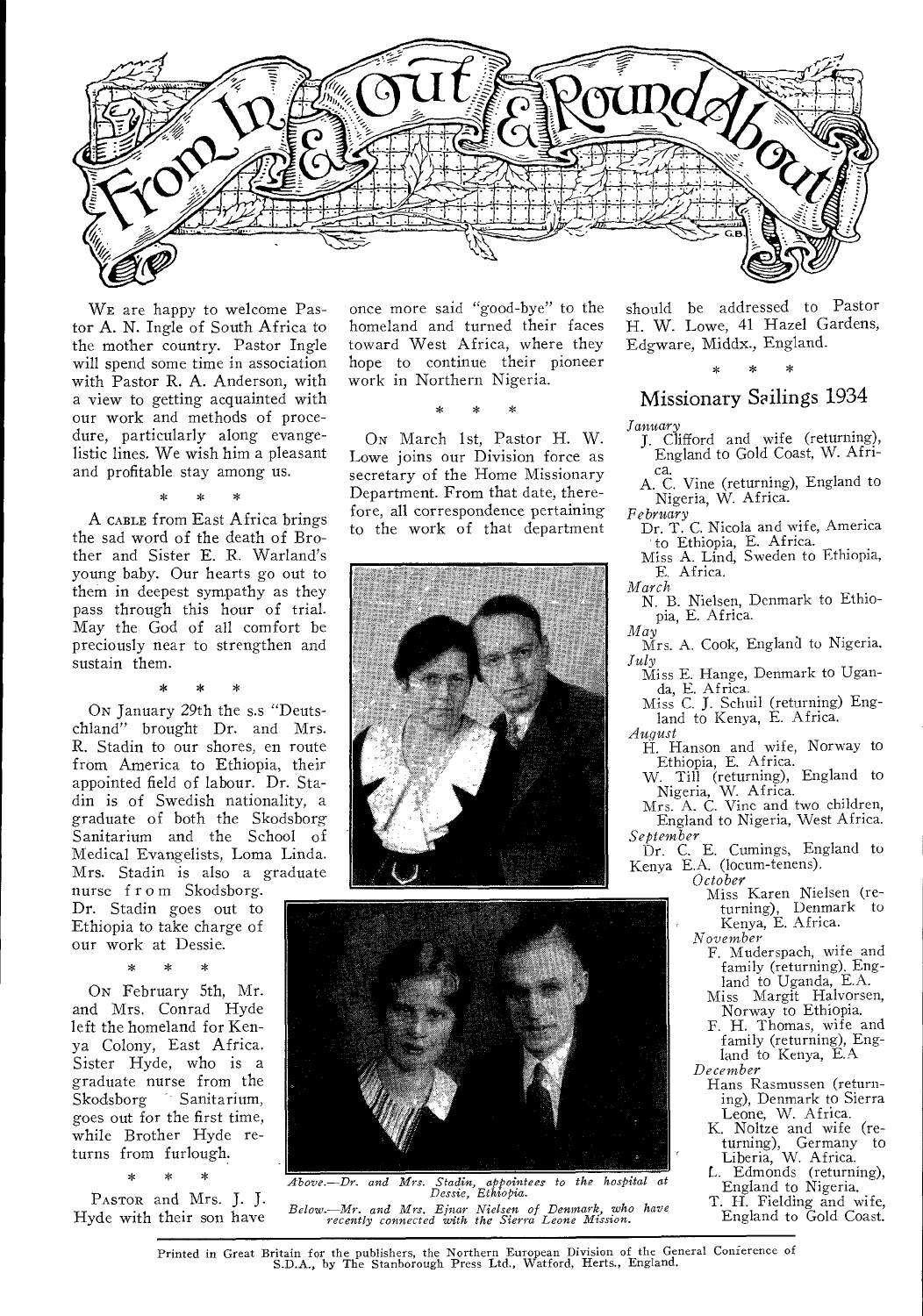# From In & Out & RoundAbout

WE are happy to welcome Pastor A. N. Ingle of South Africa to the mother country. Pastor Ingle will spend some time in association with Pastor R. A. Anderson, with a view to getting acquainted with our work and methods of procedure, particularly along evangelistic lines. We wish him a pleasant and profitable stay among us.

\* \* \*

A CABLE from East Africa brings the sad word of the death of Brother and Sister E. R. Warland's young baby. Our hearts go out to them in deepest sympathy as they pass through this hour of trial. May the God of all comfort be preciously near to strengthen and sustain them.

\* \* \*

ON January 29th the s.s "Deutschland" brought Dr. and Mrs. R. Stadin to our shores, en route from America to Ethiopia, their appointed field of labour. Dr. Stadin is of Swedish nationality, a graduate of both the Skodsborg Sanitarium and the School of Medical Evangelists, Loma Linda. Mrs. Stadin is also a graduate nurse from Skodsborg. Dr. Stadin goes out to Ethiopia to take charge of our work at Dessie.

\* \* \*

ON February 5th, Mr. and Mrs. Conrad Hyde left the homeland for Kenya Colony, East Africa. Sister Hyde, who is a graduate nurse from the Skodsborg Sanitarium, goes out for the first time, while Brother Hyde returns from furlough.

\* \* \*

PASTOR and Mrs. J. J. Hyde with their son have once more said "good-bye" to the homeland and turned their faces toward West Africa, where they hope to continue their pioneer work in Northern Nigeria.

\* \* \*

ON March 1st, Pastor H. W. Lowe joins our Division force as secretary of the Home Missionary Department. From that date, therefore, all correspondence pertaining to the work of that department should be addressed to Pastor H. W. Lowe, 41 Hazel Gardens, Edgware, Middx., England.

\* \* \*

*Above.—Dr. and Mrs. Stadin, appointees to the hospital at Dessie, Ethiopia.*

*Below.—Mr. and Mrs. Ejnar Nielsen of Denmark, who have recently connected with the Sierra Leone Mission.*

## Missionary Sailings 1934

*January*
- J. Clifford and wife (returning), England to Gold Coast, W. Africa.
- A. C. Vine (returning), England to Nigeria, W. Africa.

*February*
- Dr. T. C. Nicola and wife, America to Ethiopia, E. Africa.
- Miss A. Lind, Sweden to Ethiopia, E. Africa.

*March*
- N. B. Nielsen, Denmark to Ethiopia, E. Africa.

*May*
- Mrs. A. Cook, England to Nigeria.

*July*
- Miss E. Hange, Denmark to Uganda, E. Africa.
- Miss C. J. Schuil (returning) England to Kenya, E. Africa.

*August*
- H. Hanson and wife, Norway to Ethiopia, E. Africa.
- W. Till (returning), England to Nigeria, W. Africa.
- Mrs. A. C. Vine and two children, England to Nigeria, West Africa.

*September*
- Dr. C. E. Cumings, England to Kenya E.A. (locum-tenens).

*October*
- Miss Karen Nielsen (returning), Denmark to Kenya, E. Africa.

*November*
- F. Muderspach, wife and family (returning), England to Uganda, E.A.
- Miss Margit Halvorsen, Norway to Ethiopia.
- F. H. Thomas, wife and family (returning), England to Kenya, E.A

*December*
- Hans Rasmussen (returning), Denmark to Sierra Leone, W. Africa.
- K. Noltze and wife (returning), Germany to Liberia, W. Africa.
- L. Edmonds (returning), England to Nigeria.
- T. H. Fielding and wife, England to Gold Coast.

Printed in Great Britain for the publishers, the Northern European Division of the General Conference of S.D.A., by The Stanborough Press Ltd., Watford, Herts., England.